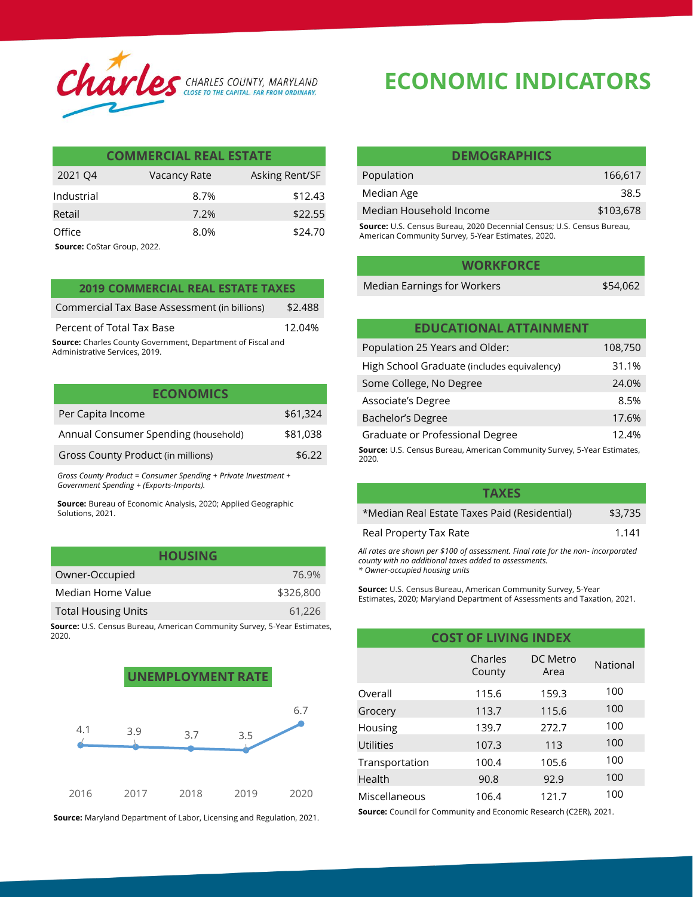Charles CHARLES COUNTY, MARYLAND
CLOSE TO THE CAPITAL. FAR FROM ORDINARY.

# ECONOMIC INDICATORS

## COMMERCIAL REAL ESTATE

| 2021 Q4 | Vacancy Rate | Asking Rent/SF |
|---|---|---|
| Industrial | 8.7% | $12.43 |
| Retail | 7.2% | $22.55 |
| Office | 8.0% | $24.70 |

**Source:** CoStar Group, 2022.

## 2019 COMMERCIAL REAL ESTATE TAXES

| | |
|---|---|
| Commercial Tax Base Assessment (in billions) | $2.488 |
| Percent of Total Tax Base | 12.04% |

**Source:** Charles County Government, Department of Fiscal and Administrative Services, 2019.

## ECONOMICS

| | |
|---|---|
| Per Capita Income | $61,324 |
| Annual Consumer Spending (household) | $81,038 |
| Gross County Product (in millions) | $6.22 |

*Gross County Product = Consumer Spending + Private Investment + Government Spending + (Exports-Imports).*

**Source:** Bureau of Economic Analysis, 2020; Applied Geographic Solutions, 2021.

## HOUSING

| | |
|---|---|
| Owner-Occupied | 76.9% |
| Median Home Value | $326,800 |
| Total Housing Units | 61,226 |

**Source:** U.S. Census Bureau, American Community Survey, 5-Year Estimates, 2020.

## UNEMPLOYMENT RATE

| 2016 | 2017 | 2018 | 2019 | 2020 |
|---|---|---|---|---|
| 4.1 | 3.9 | 3.7 | 3.5 | 6.7 |

**Source:** Maryland Department of Labor, Licensing and Regulation, 2021.

## DEMOGRAPHICS

| | |
|---|---|
| Population | 166,617 |
| Median Age | 38.5 |
| Median Household Income | $103,678 |

**Source:** U.S. Census Bureau, 2020 Decennial Census; U.S. Census Bureau, American Community Survey, 5-Year Estimates, 2020.

## WORKFORCE

| | |
|---|---|
| Median Earnings for Workers | $54,062 |

## EDUCATIONAL ATTAINMENT

| | |
|---|---|
| Population 25 Years and Older: | 108,750 |
| High School Graduate (includes equivalency) | 31.1% |
| Some College, No Degree | 24.0% |
| Associate's Degree | 8.5% |
| Bachelor's Degree | 17.6% |
| Graduate or Professional Degree | 12.4% |

**Source:** U.S. Census Bureau, American Community Survey, 5-Year Estimates, 2020.

## TAXES

| | |
|---|---|
| *Median Real Estate Taxes Paid (Residential) | $3,735 |
| Real Property Tax Rate | 1.141 |

*All rates are shown per $100 of assessment. Final rate for the non- incorporated county with no additional taxes added to assessments.*
*\* Owner-occupied housing units*

**Source:** U.S. Census Bureau, American Community Survey, 5-Year Estimates, 2020; Maryland Department of Assessments and Taxation, 2021.

## COST OF LIVING INDEX

| | Charles County | DC Metro Area | National |
|---|---|---|---|
| Overall | 115.6 | 159.3 | 100 |
| Grocery | 113.7 | 115.6 | 100 |
| Housing | 139.7 | 272.7 | 100 |
| Utilities | 107.3 | 113 | 100 |
| Transportation | 100.4 | 105.6 | 100 |
| Health | 90.8 | 92.9 | 100 |
| Miscellaneous | 106.4 | 121.7 | 100 |

**Source:** Council for Community and Economic Research (C2ER), 2021.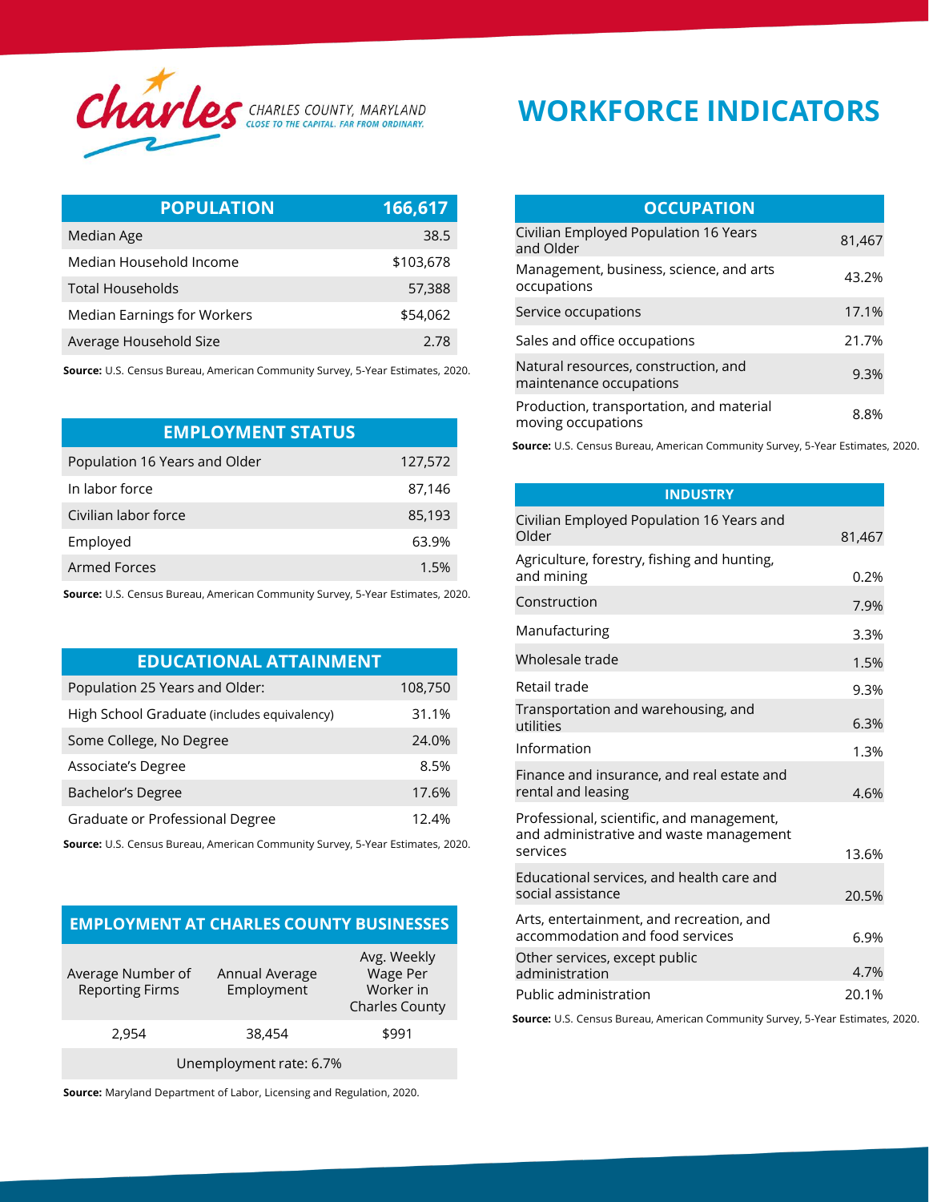Charles

CHARLES COUNTY, MARYLAND
CLOSE TO THE CAPITAL. FAR FROM ORDINARY.

# WORKFORCE INDICATORS

| POPULATION | 166,617 |
|---|---|
| Median Age | 38.5 |
| Median Household Income | $103,678 |
| Total Households | 57,388 |
| Median Earnings for Workers | $54,062 |
| Average Household Size | 2.78 |

**Source:** U.S. Census Bureau, American Community Survey, 5-Year Estimates, 2020.

| EMPLOYMENT STATUS | |
|---|---|
| Population 16 Years and Older | 127,572 |
| In labor force | 87,146 |
| Civilian labor force | 85,193 |
| Employed | 63.9% |
| Armed Forces | 1.5% |

**Source:** U.S. Census Bureau, American Community Survey, 5-Year Estimates, 2020.

| EDUCATIONAL ATTAINMENT | |
|---|---|
| Population 25 Years and Older: | 108,750 |
| High School Graduate (includes equivalency) | 31.1% |
| Some College, No Degree | 24.0% |
| Associate's Degree | 8.5% |
| Bachelor's Degree | 17.6% |
| Graduate or Professional Degree | 12.4% |

**Source:** U.S. Census Bureau, American Community Survey, 5-Year Estimates, 2020.

**EMPLOYMENT AT CHARLES COUNTY BUSINESSES**

| Average Number of Reporting Firms | Annual Average Employment | Avg. Weekly Wage Per Worker in Charles County |
|---|---|---|
| 2,954 | 38,454 | $991 |
| Unemployment rate: 6.7% | | |

**Source:** Maryland Department of Labor, Licensing and Regulation, 2020.

| OCCUPATION | |
|---|---|
| Civilian Employed Population 16 Years and Older | 81,467 |
| Management, business, science, and arts occupations | 43.2% |
| Service occupations | 17.1% |
| Sales and office occupations | 21.7% |
| Natural resources, construction, and maintenance occupations | 9.3% |
| Production, transportation, and material moving occupations | 8.8% |

**Source:** U.S. Census Bureau, American Community Survey, 5-Year Estimates, 2020.

| INDUSTRY | |
|---|---|
| Civilian Employed Population 16 Years and Older | 81,467 |
| Agriculture, forestry, fishing and hunting, and mining | 0.2% |
| Construction | 7.9% |
| Manufacturing | 3.3% |
| Wholesale trade | 1.5% |
| Retail trade | 9.3% |
| Transportation and warehousing, and utilities | 6.3% |
| Information | 1.3% |
| Finance and insurance, and real estate and rental and leasing | 4.6% |
| Professional, scientific, and management, and administrative and waste management services | 13.6% |
| Educational services, and health care and social assistance | 20.5% |
| Arts, entertainment, and recreation, and accommodation and food services | 6.9% |
| Other services, except public administration | 4.7% |
| Public administration | 20.1% |

**Source:** U.S. Census Bureau, American Community Survey, 5-Year Estimates, 2020.